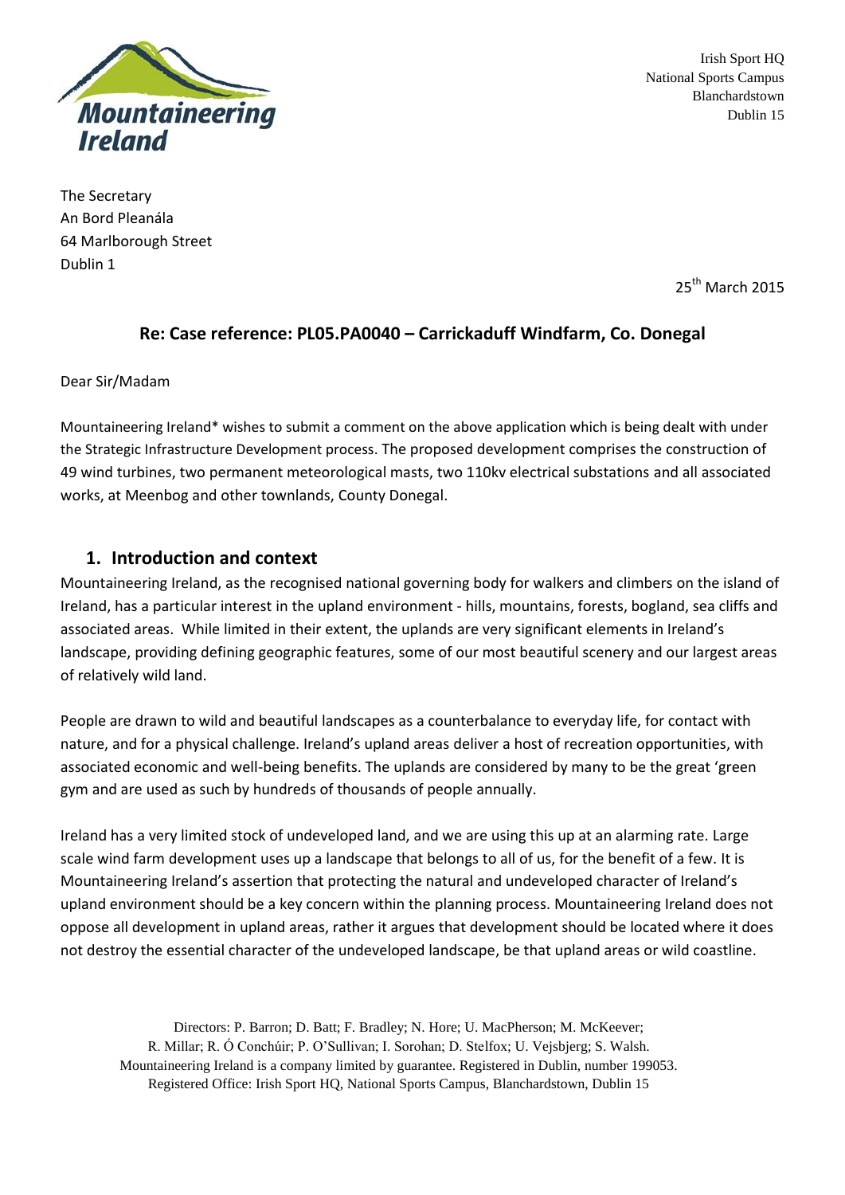Mountaineering Ireland

Irish Sport HQ
National Sports Campus
Blanchardstown
Dublin 15

The Secretary
An Bord Pleanála
64 Marlborough Street
Dublin 1

25th March 2015

**Re: Case reference: PL05.PA0040 – Carrickaduff Windfarm, Co. Donegal**

Dear Sir/Madam

Mountaineering Ireland* wishes to submit a comment on the above application which is being dealt with under the Strategic Infrastructure Development process. The proposed development comprises the construction of 49 wind turbines, two permanent meteorological masts, two 110kv electrical substations and all associated works, at Meenbog and other townlands, County Donegal.

## 1. Introduction and context

Mountaineering Ireland, as the recognised national governing body for walkers and climbers on the island of Ireland, has a particular interest in the upland environment - hills, mountains, forests, bogland, sea cliffs and associated areas. While limited in their extent, the uplands are very significant elements in Ireland's landscape, providing defining geographic features, some of our most beautiful scenery and our largest areas of relatively wild land.

People are drawn to wild and beautiful landscapes as a counterbalance to everyday life, for contact with nature, and for a physical challenge. Ireland's upland areas deliver a host of recreation opportunities, with associated economic and well-being benefits. The uplands are considered by many to be the great 'green gym and are used as such by hundreds of thousands of people annually.

Ireland has a very limited stock of undeveloped land, and we are using this up at an alarming rate. Large scale wind farm development uses up a landscape that belongs to all of us, for the benefit of a few. It is Mountaineering Ireland's assertion that protecting the natural and undeveloped character of Ireland's upland environment should be a key concern within the planning process. Mountaineering Ireland does not oppose all development in upland areas, rather it argues that development should be located where it does not destroy the essential character of the undeveloped landscape, be that upland areas or wild coastline.

Directors: P. Barron; D. Batt; F. Bradley; N. Hore; U. MacPherson; M. McKeever; R. Millar; R. Ó Conchúir; P. O'Sullivan; I. Sorohan; D. Stelfox; U. Vejsbjerg; S. Walsh.
Mountaineering Ireland is a company limited by guarantee. Registered in Dublin, number 199053.
Registered Office: Irish Sport HQ, National Sports Campus, Blanchardstown, Dublin 15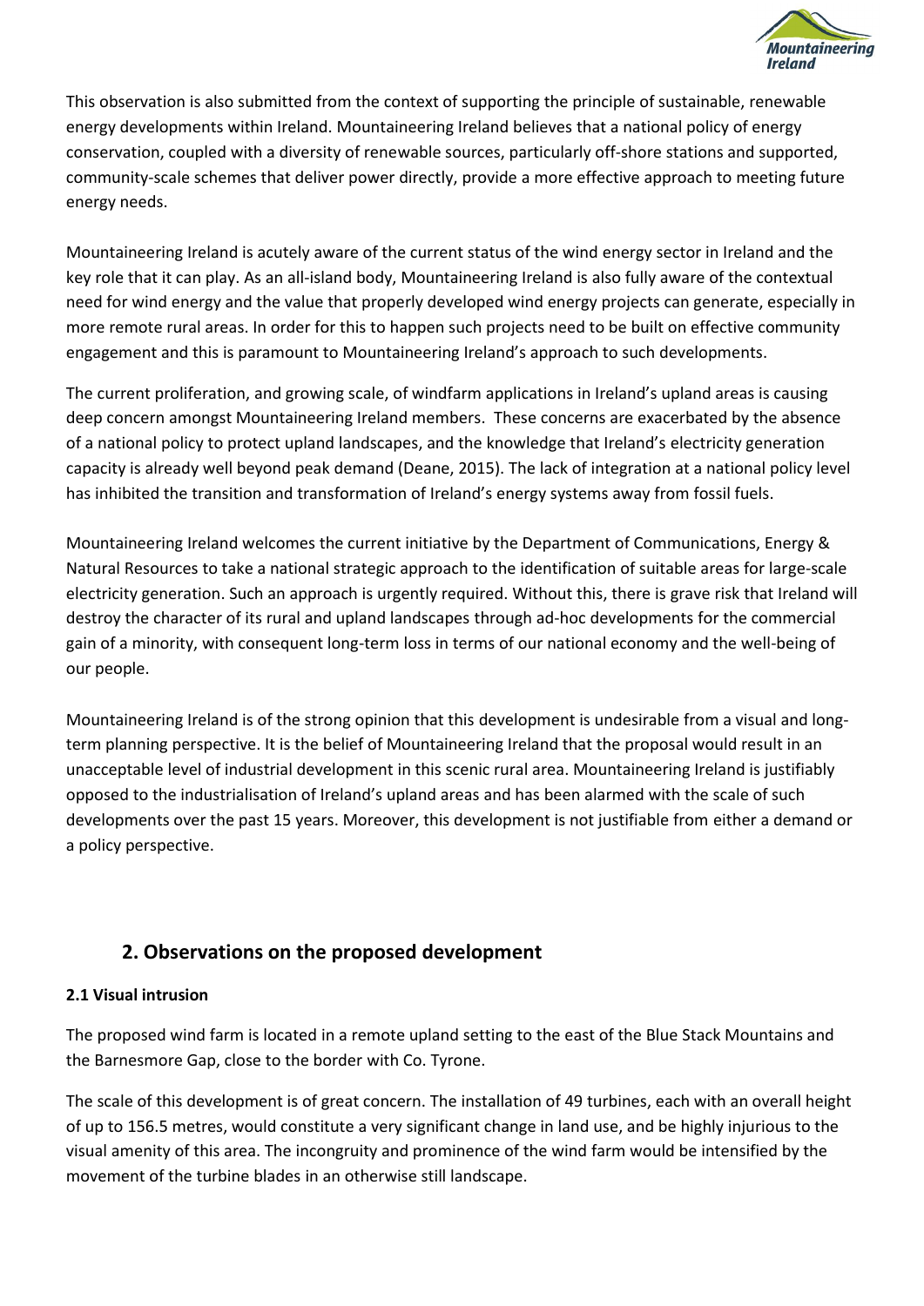This observation is also submitted from the context of supporting the principle of sustainable, renewable energy developments within Ireland. Mountaineering Ireland believes that a national policy of energy conservation, coupled with a diversity of renewable sources, particularly off-shore stations and supported, community-scale schemes that deliver power directly, provide a more effective approach to meeting future energy needs.

Mountaineering Ireland is acutely aware of the current status of the wind energy sector in Ireland and the key role that it can play. As an all-island body, Mountaineering Ireland is also fully aware of the contextual need for wind energy and the value that properly developed wind energy projects can generate, especially in more remote rural areas. In order for this to happen such projects need to be built on effective community engagement and this is paramount to Mountaineering Ireland's approach to such developments.

The current proliferation, and growing scale, of windfarm applications in Ireland's upland areas is causing deep concern amongst Mountaineering Ireland members. These concerns are exacerbated by the absence of a national policy to protect upland landscapes, and the knowledge that Ireland's electricity generation capacity is already well beyond peak demand (Deane, 2015). The lack of integration at a national policy level has inhibited the transition and transformation of Ireland's energy systems away from fossil fuels.

Mountaineering Ireland welcomes the current initiative by the Department of Communications, Energy & Natural Resources to take a national strategic approach to the identification of suitable areas for large-scale electricity generation. Such an approach is urgently required. Without this, there is grave risk that Ireland will destroy the character of its rural and upland landscapes through ad-hoc developments for the commercial gain of a minority, with consequent long-term loss in terms of our national economy and the well-being of our people.

Mountaineering Ireland is of the strong opinion that this development is undesirable from a visual and long-term planning perspective. It is the belief of Mountaineering Ireland that the proposal would result in an unacceptable level of industrial development in this scenic rural area. Mountaineering Ireland is justifiably opposed to the industrialisation of Ireland's upland areas and has been alarmed with the scale of such developments over the past 15 years. Moreover, this development is not justifiable from either a demand or a policy perspective.

## 2. Observations on the proposed development

### 2.1 Visual intrusion

The proposed wind farm is located in a remote upland setting to the east of the Blue Stack Mountains and the Barnesmore Gap, close to the border with Co. Tyrone.

The scale of this development is of great concern. The installation of 49 turbines, each with an overall height of up to 156.5 metres, would constitute a very significant change in land use, and be highly injurious to the visual amenity of this area. The incongruity and prominence of the wind farm would be intensified by the movement of the turbine blades in an otherwise still landscape.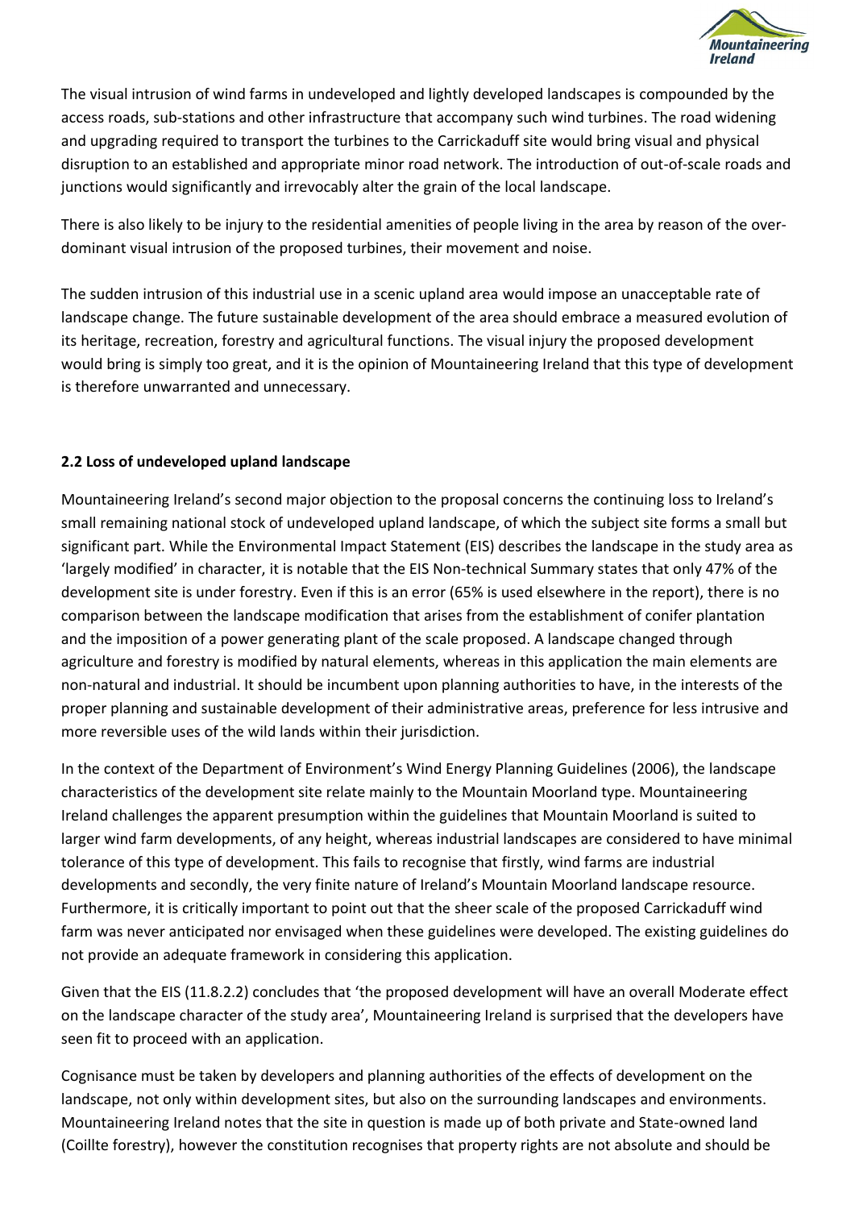The visual intrusion of wind farms in undeveloped and lightly developed landscapes is compounded by the access roads, sub-stations and other infrastructure that accompany such wind turbines. The road widening and upgrading required to transport the turbines to the Carrickaduff site would bring visual and physical disruption to an established and appropriate minor road network. The introduction of out-of-scale roads and junctions would significantly and irrevocably alter the grain of the local landscape.

There is also likely to be injury to the residential amenities of people living in the area by reason of the over-dominant visual intrusion of the proposed turbines, their movement and noise.

The sudden intrusion of this industrial use in a scenic upland area would impose an unacceptable rate of landscape change. The future sustainable development of the area should embrace a measured evolution of its heritage, recreation, forestry and agricultural functions. The visual injury the proposed development would bring is simply too great, and it is the opinion of Mountaineering Ireland that this type of development is therefore unwarranted and unnecessary.

### 2.2 Loss of undeveloped upland landscape

Mountaineering Ireland's second major objection to the proposal concerns the continuing loss to Ireland's small remaining national stock of undeveloped upland landscape, of which the subject site forms a small but significant part. While the Environmental Impact Statement (EIS) describes the landscape in the study area as 'largely modified' in character, it is notable that the EIS Non-technical Summary states that only 47% of the development site is under forestry. Even if this is an error (65% is used elsewhere in the report), there is no comparison between the landscape modification that arises from the establishment of conifer plantation and the imposition of a power generating plant of the scale proposed. A landscape changed through agriculture and forestry is modified by natural elements, whereas in this application the main elements are non-natural and industrial. It should be incumbent upon planning authorities to have, in the interests of the proper planning and sustainable development of their administrative areas, preference for less intrusive and more reversible uses of the wild lands within their jurisdiction.

In the context of the Department of Environment's Wind Energy Planning Guidelines (2006), the landscape characteristics of the development site relate mainly to the Mountain Moorland type. Mountaineering Ireland challenges the apparent presumption within the guidelines that Mountain Moorland is suited to larger wind farm developments, of any height, whereas industrial landscapes are considered to have minimal tolerance of this type of development. This fails to recognise that firstly, wind farms are industrial developments and secondly, the very finite nature of Ireland's Mountain Moorland landscape resource. Furthermore, it is critically important to point out that the sheer scale of the proposed Carrickaduff wind farm was never anticipated nor envisaged when these guidelines were developed. The existing guidelines do not provide an adequate framework in considering this application.

Given that the EIS (11.8.2.2) concludes that 'the proposed development will have an overall Moderate effect on the landscape character of the study area', Mountaineering Ireland is surprised that the developers have seen fit to proceed with an application.

Cognisance must be taken by developers and planning authorities of the effects of development on the landscape, not only within development sites, but also on the surrounding landscapes and environments. Mountaineering Ireland notes that the site in question is made up of both private and State-owned land (Coillte forestry), however the constitution recognises that property rights are not absolute and should be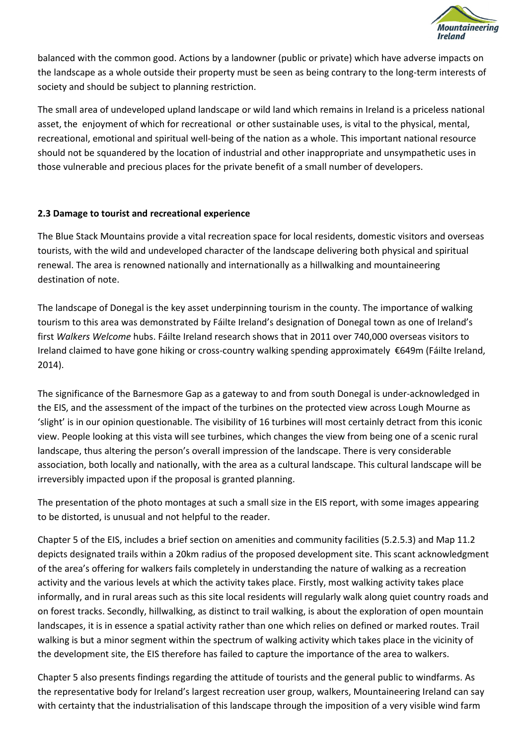balanced with the common good. Actions by a landowner (public or private) which have adverse impacts on the landscape as a whole outside their property must be seen as being contrary to the long-term interests of society and should be subject to planning restriction.

The small area of undeveloped upland landscape or wild land which remains in Ireland is a priceless national asset, the enjoyment of which for recreational or other sustainable uses, is vital to the physical, mental, recreational, emotional and spiritual well-being of the nation as a whole. This important national resource should not be squandered by the location of industrial and other inappropriate and unsympathetic uses in those vulnerable and precious places for the private benefit of a small number of developers.

**2.3 Damage to tourist and recreational experience**

The Blue Stack Mountains provide a vital recreation space for local residents, domestic visitors and overseas tourists, with the wild and undeveloped character of the landscape delivering both physical and spiritual renewal. The area is renowned nationally and internationally as a hillwalking and mountaineering destination of note.

The landscape of Donegal is the key asset underpinning tourism in the county. The importance of walking tourism to this area was demonstrated by Fáilte Ireland's designation of Donegal town as one of Ireland's first *Walkers Welcome* hubs. Fáilte Ireland research shows that in 2011 over 740,000 overseas visitors to Ireland claimed to have gone hiking or cross-country walking spending approximately €649m (Fáilte Ireland, 2014).

The significance of the Barnesmore Gap as a gateway to and from south Donegal is under-acknowledged in the EIS, and the assessment of the impact of the turbines on the protected view across Lough Mourne as 'slight' is in our opinion questionable. The visibility of 16 turbines will most certainly detract from this iconic view. People looking at this vista will see turbines, which changes the view from being one of a scenic rural landscape, thus altering the person's overall impression of the landscape. There is very considerable association, both locally and nationally, with the area as a cultural landscape. This cultural landscape will be irreversibly impacted upon if the proposal is granted planning.

The presentation of the photo montages at such a small size in the EIS report, with some images appearing to be distorted, is unusual and not helpful to the reader.

Chapter 5 of the EIS, includes a brief section on amenities and community facilities (5.2.5.3) and Map 11.2 depicts designated trails within a 20km radius of the proposed development site. This scant acknowledgment of the area's offering for walkers fails completely in understanding the nature of walking as a recreation activity and the various levels at which the activity takes place. Firstly, most walking activity takes place informally, and in rural areas such as this site local residents will regularly walk along quiet country roads and on forest tracks. Secondly, hillwalking, as distinct to trail walking, is about the exploration of open mountain landscapes, it is in essence a spatial activity rather than one which relies on defined or marked routes. Trail walking is but a minor segment within the spectrum of walking activity which takes place in the vicinity of the development site, the EIS therefore has failed to capture the importance of the area to walkers.

Chapter 5 also presents findings regarding the attitude of tourists and the general public to windfarms. As the representative body for Ireland's largest recreation user group, walkers, Mountaineering Ireland can say with certainty that the industrialisation of this landscape through the imposition of a very visible wind farm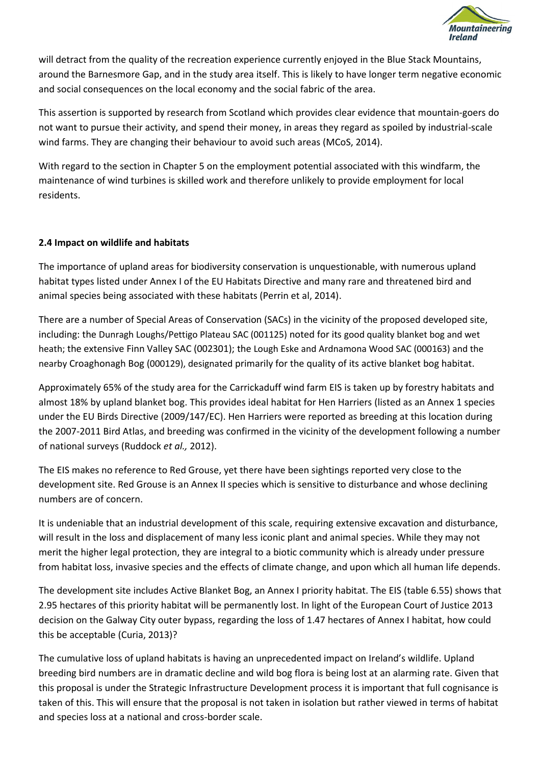will detract from the quality of the recreation experience currently enjoyed in the Blue Stack Mountains, around the Barnesmore Gap, and in the study area itself. This is likely to have longer term negative economic and social consequences on the local economy and the social fabric of the area.

This assertion is supported by research from Scotland which provides clear evidence that mountain-goers do not want to pursue their activity, and spend their money, in areas they regard as spoiled by industrial-scale wind farms. They are changing their behaviour to avoid such areas (MCoS, 2014).

With regard to the section in Chapter 5 on the employment potential associated with this windfarm, the maintenance of wind turbines is skilled work and therefore unlikely to provide employment for local residents.

**2.4 Impact on wildlife and habitats**

The importance of upland areas for biodiversity conservation is unquestionable, with numerous upland habitat types listed under Annex I of the EU Habitats Directive and many rare and threatened bird and animal species being associated with these habitats (Perrin et al, 2014).

There are a number of Special Areas of Conservation (SACs) in the vicinity of the proposed developed site, including: the Dunragh Loughs/Pettigo Plateau SAC (001125) noted for its good quality blanket bog and wet heath; the extensive Finn Valley SAC (002301); the Lough Eske and Ardnamona Wood SAC (000163) and the nearby Croaghonagh Bog (000129), designated primarily for the quality of its active blanket bog habitat.

Approximately 65% of the study area for the Carrickaduff wind farm EIS is taken up by forestry habitats and almost 18% by upland blanket bog. This provides ideal habitat for Hen Harriers (listed as an Annex 1 species under the EU Birds Directive (2009/147/EC). Hen Harriers were reported as breeding at this location during the 2007-2011 Bird Atlas, and breeding was confirmed in the vicinity of the development following a number of national surveys (Ruddock *et al.,* 2012).

The EIS makes no reference to Red Grouse, yet there have been sightings reported very close to the development site. Red Grouse is an Annex II species which is sensitive to disturbance and whose declining numbers are of concern.

It is undeniable that an industrial development of this scale, requiring extensive excavation and disturbance, will result in the loss and displacement of many less iconic plant and animal species. While they may not merit the higher legal protection, they are integral to a biotic community which is already under pressure from habitat loss, invasive species and the effects of climate change, and upon which all human life depends.

The development site includes Active Blanket Bog, an Annex I priority habitat. The EIS (table 6.55) shows that 2.95 hectares of this priority habitat will be permanently lost. In light of the European Court of Justice 2013 decision on the Galway City outer bypass, regarding the loss of 1.47 hectares of Annex I habitat, how could this be acceptable (Curia, 2013)?

The cumulative loss of upland habitats is having an unprecedented impact on Ireland's wildlife. Upland breeding bird numbers are in dramatic decline and wild bog flora is being lost at an alarming rate. Given that this proposal is under the Strategic Infrastructure Development process it is important that full cognisance is taken of this. This will ensure that the proposal is not taken in isolation but rather viewed in terms of habitat and species loss at a national and cross-border scale.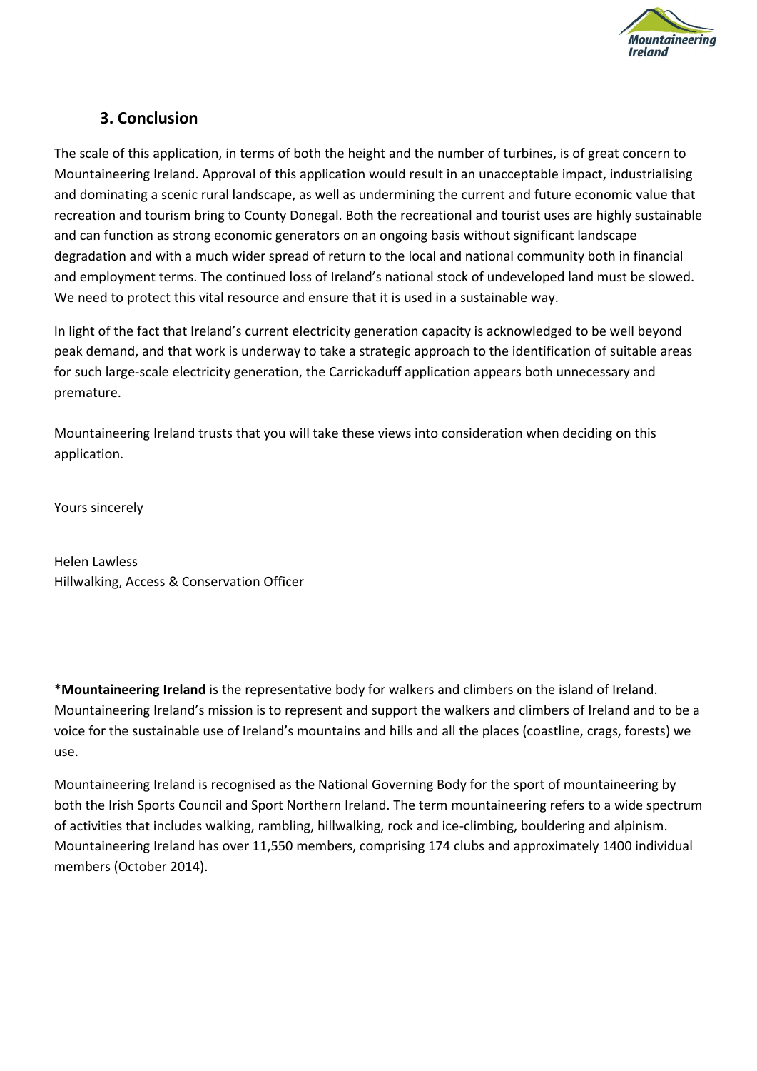## 3. Conclusion

The scale of this application, in terms of both the height and the number of turbines, is of great concern to Mountaineering Ireland. Approval of this application would result in an unacceptable impact, industrialising and dominating a scenic rural landscape, as well as undermining the current and future economic value that recreation and tourism bring to County Donegal. Both the recreational and tourist uses are highly sustainable and can function as strong economic generators on an ongoing basis without significant landscape degradation and with a much wider spread of return to the local and national community both in financial and employment terms. The continued loss of Ireland's national stock of undeveloped land must be slowed. We need to protect this vital resource and ensure that it is used in a sustainable way.

In light of the fact that Ireland's current electricity generation capacity is acknowledged to be well beyond peak demand, and that work is underway to take a strategic approach to the identification of suitable areas for such large-scale electricity generation, the Carrickaduff application appears both unnecessary and premature.

Mountaineering Ireland trusts that you will take these views into consideration when deciding on this application.

Yours sincerely

Helen Lawless
Hillwalking, Access & Conservation Officer

*__Mountaineering Ireland__ is the representative body for walkers and climbers on the island of Ireland. Mountaineering Ireland's mission is to represent and support the walkers and climbers of Ireland and to be a voice for the sustainable use of Ireland's mountains and hills and all the places (coastline, crags, forests) we use.

Mountaineering Ireland is recognised as the National Governing Body for the sport of mountaineering by both the Irish Sports Council and Sport Northern Ireland. The term mountaineering refers to a wide spectrum of activities that includes walking, rambling, hillwalking, rock and ice-climbing, bouldering and alpinism. Mountaineering Ireland has over 11,550 members, comprising 174 clubs and approximately 1400 individual members (October 2014).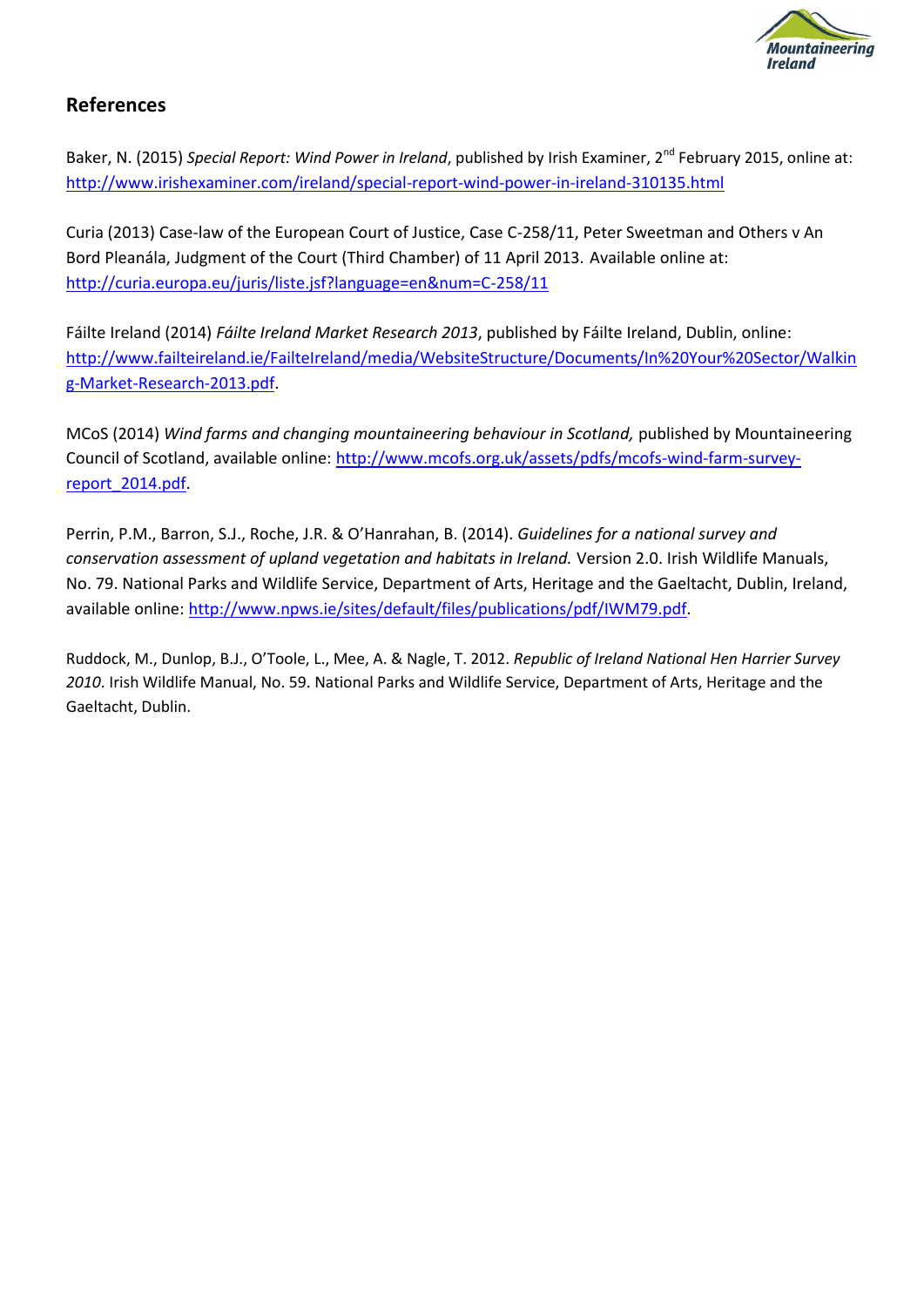## References

Baker, N. (2015) *Special Report: Wind Power in Ireland*, published by Irish Examiner, 2nd February 2015, online at: http://www.irishexaminer.com/ireland/special-report-wind-power-in-ireland-310135.html

Curia (2013) Case-law of the European Court of Justice, Case C-258/11, Peter Sweetman and Others v An Bord Pleanála, Judgment of the Court (Third Chamber) of 11 April 2013. Available online at: http://curia.europa.eu/juris/liste.jsf?language=en&num=C-258/11

Fáilte Ireland (2014) *Fáilte Ireland Market Research 2013*, published by Fáilte Ireland, Dublin, online: http://www.failteireland.ie/FailteIreland/media/WebsiteStructure/Documents/In%20Your%20Sector/Walking-Market-Research-2013.pdf.

MCoS (2014) *Wind farms and changing mountaineering behaviour in Scotland,* published by Mountaineering Council of Scotland, available online: http://www.mcofs.org.uk/assets/pdfs/mcofs-wind-farm-survey-report_2014.pdf.

Perrin, P.M., Barron, S.J., Roche, J.R. & O'Hanrahan, B. (2014). *Guidelines for a national survey and conservation assessment of upland vegetation and habitats in Ireland.* Version 2.0. Irish Wildlife Manuals, No. 79. National Parks and Wildlife Service, Department of Arts, Heritage and the Gaeltacht, Dublin, Ireland, available online: http://www.npws.ie/sites/default/files/publications/pdf/IWM79.pdf.

Ruddock, M., Dunlop, B.J., O'Toole, L., Mee, A. & Nagle, T. 2012. *Republic of Ireland National Hen Harrier Survey 2010*. Irish Wildlife Manual, No. 59. National Parks and Wildlife Service, Department of Arts, Heritage and the Gaeltacht, Dublin.